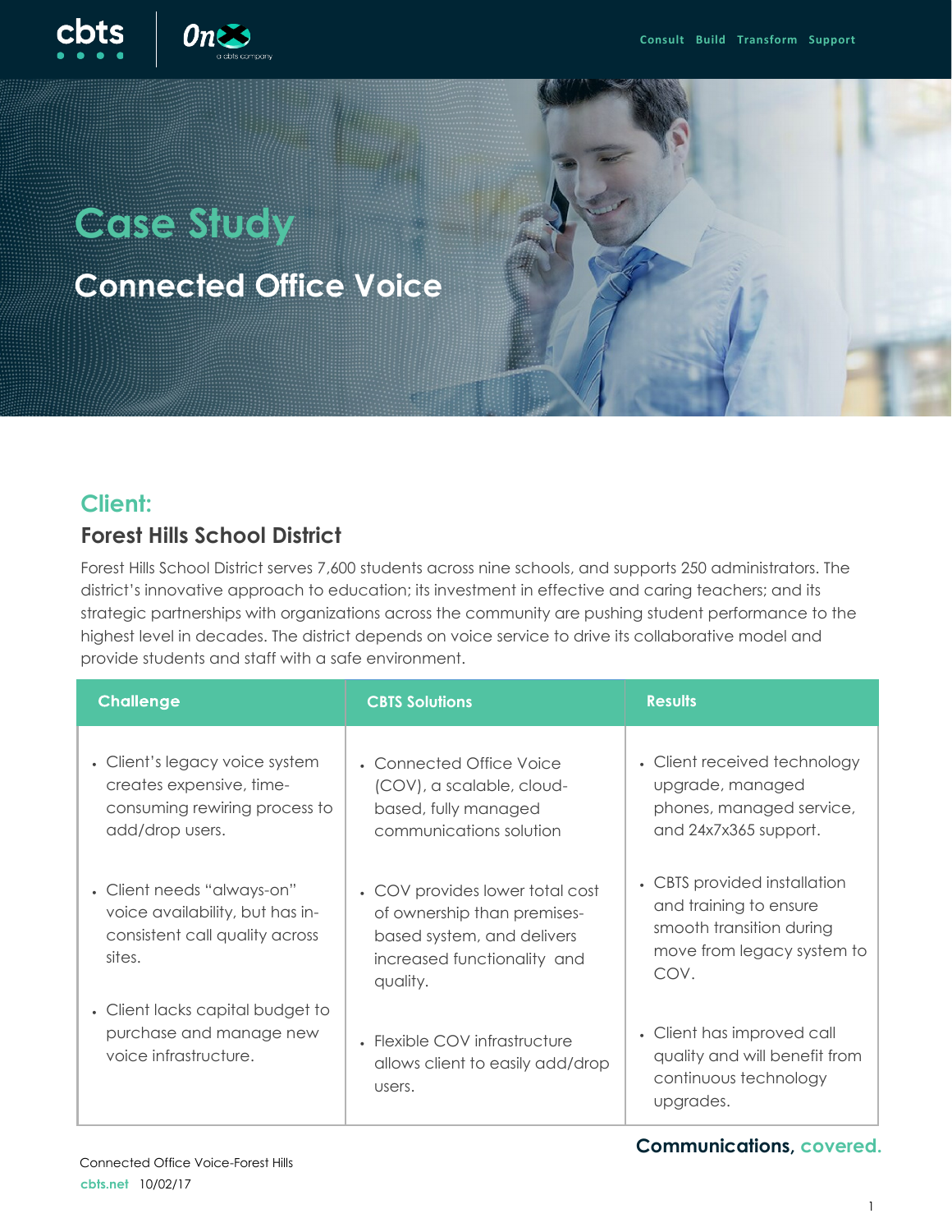# Case Study

## Connected Office Voice

### Client:

### Forest Hills School District

Forest Hills School District serves 7,600 students across nine schools, and supports 250 administrators. The district's innovative approach to education; its investment in effective and caring teachers; and its strategic partnerships with organizations across the community are pushing student performance to the highest level in decades. The district depends on voice service to drive its collaborative model and provide students and staff with a safe environment.

| Challenge | CBTS Solutions | Results |
|---|---|---|
| • Client's legacy voice system creates expensive, time-consuming rewiring process to add/drop users. | • Connected Office Voice (COV), a scalable, cloud-based, fully managed communications solution | • Client received technology upgrade, managed phones, managed service, and 24x7x365 support. |
| • Client needs "always-on" voice availability, but has in-consistent call quality across sites. | • COV provides lower total cost of ownership than premises-based system, and delivers increased functionality and quality. | • CBTS provided installation and training to ensure smooth transition during move from legacy system to COV. |
| • Client lacks capital budget to purchase and manage new voice infrastructure. | • Flexible COV infrastructure allows client to easily add/drop users. | • Client has improved call quality and will benefit from continuous technology upgrades. |

**Communications, covered.**

Connected Office Voice-Forest Hills
cbts.net 10/02/17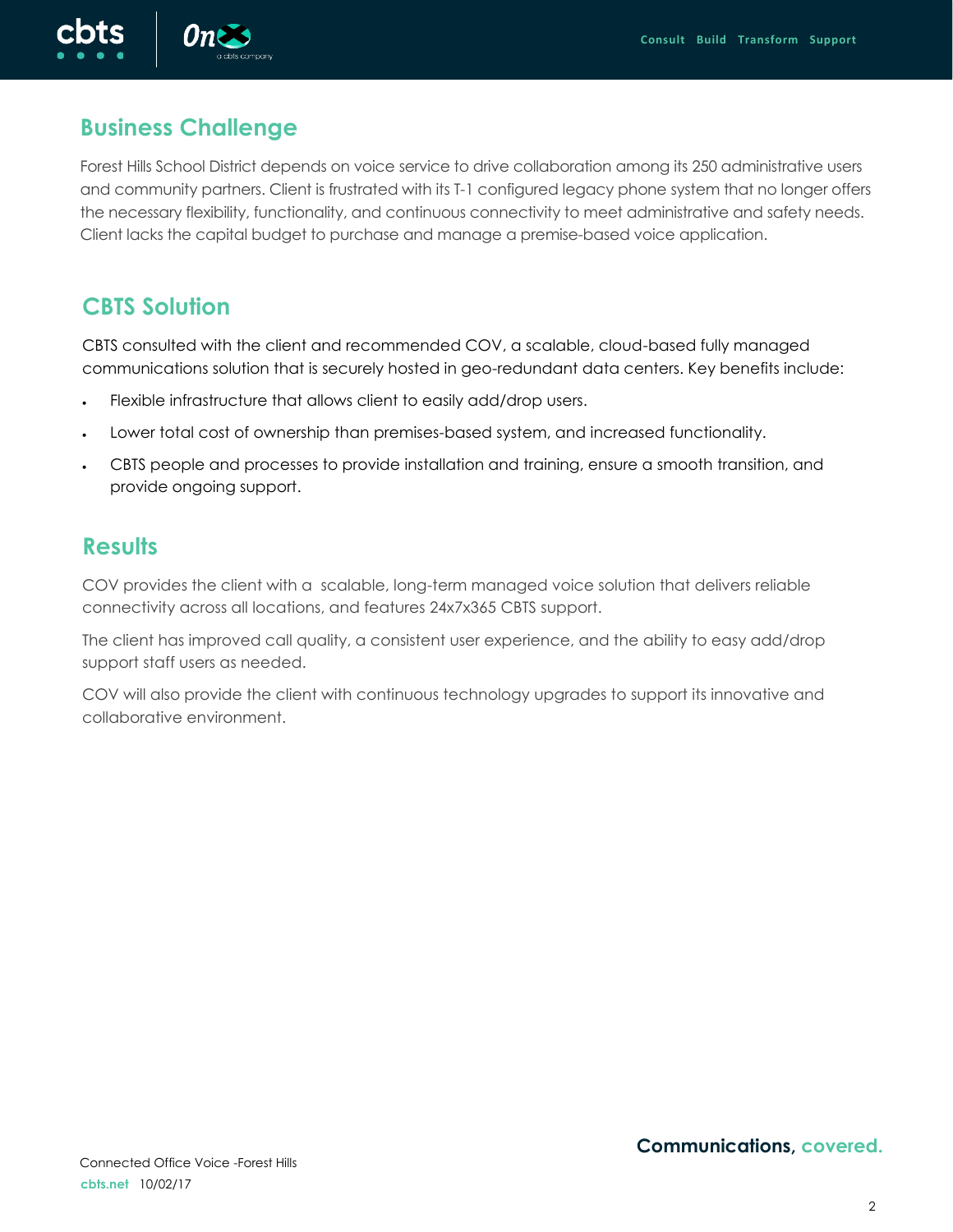## Business Challenge

Forest Hills School District depends on voice service to drive collaboration among its 250 administrative users and community partners. Client is frustrated with its T-1 configured legacy phone system that no longer offers the necessary flexibility, functionality, and continuous connectivity to meet administrative and safety needs. Client lacks the capital budget to purchase and manage a premise-based voice application.

## CBTS Solution

CBTS consulted with the client and recommended COV, a scalable, cloud-based fully managed communications solution that is securely hosted in geo-redundant data centers. Key benefits include:

- Flexible infrastructure that allows client to easily add/drop users.
- Lower total cost of ownership than premises-based system, and increased functionality.
- CBTS people and processes to provide installation and training, ensure a smooth transition, and provide ongoing support.

## Results

COV provides the client with a scalable, long-term managed voice solution that delivers reliable connectivity across all locations, and features 24x7x365 CBTS support.

The client has improved call quality, a consistent user experience, and the ability to easy add/drop support staff users as needed.

COV will also provide the client with continuous technology upgrades to support its innovative and collaborative environment.